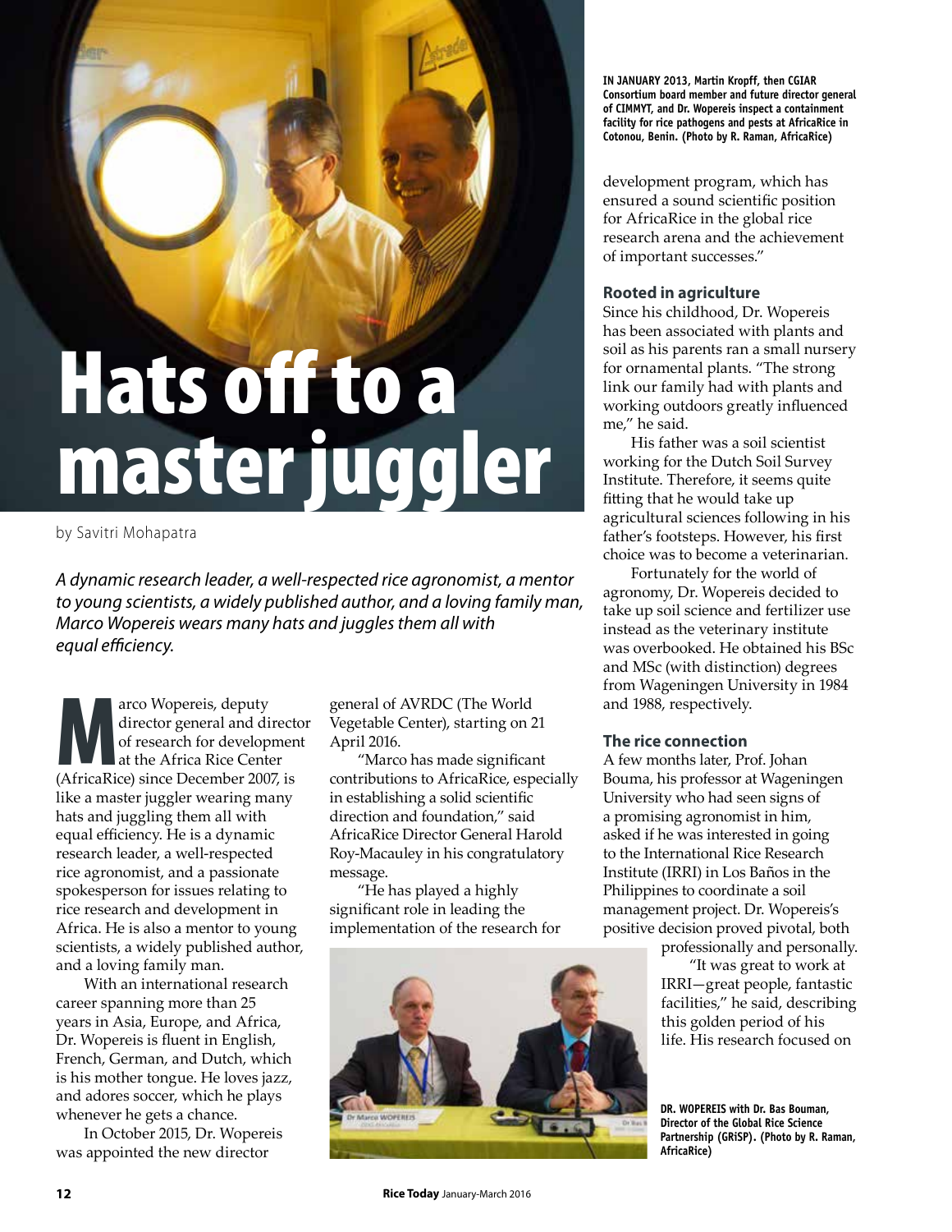# Hats off to a master juggler

by Savitri Mohapatra

*A dynamic research leader, a well-respected rice agronomist, a mentor to young scientists, a widely published author, and a loving family man, Marco Wopereis wears many hats and juggles them all with equal efficiency.*

Marco Wopereis, deputy director general and director of research for development at the Africa Rice Center (AfricaRice) since December 2007, is like a master juggler wearing many hats and juggling them all with equal efficiency. He is a dynamic research leader, a well-respected rice agronomist, and a passionate spokesperson for issues relating to rice research and development in Africa. He is also a mentor to young scientists, a widely published author, and a loving family man.

With an international research career spanning more than 25 years in Asia, Europe, and Africa, Dr. Wopereis is fluent in English, French, German, and Dutch, which is his mother tongue. He loves jazz, and adores soccer, which he plays whenever he gets a chance.

In October 2015, Dr. Wopereis was appointed the new director general of AVRDC (The World Vegetable Center), starting on 21 April 2016.

"Marco has made significant contributions to AfricaRice, especially in establishing a solid scientific direction and foundation," said AfricaRice Director General Harold Roy-Macauley in his congratulatory message.

"He has played a highly significant role in leading the implementation of the research for development program, which has ensured a sound scientific position for AfricaRice in the global rice research arena and the achievement of important successes."

**IN JANUARY 2013, Martin Kropff, then CGIAR Consortium board member and future director general of CIMMYT, and Dr. Wopereis inspect a containment facility for rice pathogens and pests at AfricaRice in Cotonou, Benin. (Photo by R. Raman, AfricaRice)**

### Rooted in agriculture

Since his childhood, Dr. Wopereis has been associated with plants and soil as his parents ran a small nursery for ornamental plants. "The strong link our family had with plants and working outdoors greatly influenced me," he said.

His father was a soil scientist working for the Dutch Soil Survey Institute. Therefore, it seems quite fitting that he would take up agricultural sciences following in his father's footsteps. However, his first choice was to become a veterinarian.

Fortunately for the world of agronomy, Dr. Wopereis decided to take up soil science and fertilizer use instead as the veterinary institute was overbooked. He obtained his BSc and MSc (with distinction) degrees from Wageningen University in 1984 and 1988, respectively.

### The rice connection

A few months later, Prof. Johan Bouma, his professor at Wageningen University who had seen signs of a promising agronomist in him, asked if he was interested in going to the International Rice Research Institute (IRRI) in Los Baños in the Philippines to coordinate a soil management project. Dr. Wopereis's positive decision proved pivotal, both professionally and personally.

"It was great to work at IRRI—great people, fantastic facilities," he said, describing this golden period of his life. His research focused on

**DR. WOPEREIS with Dr. Bas Bouman, Director of the Global Rice Science Partnership (GRiSP). (Photo by R. Raman, AfricaRice)**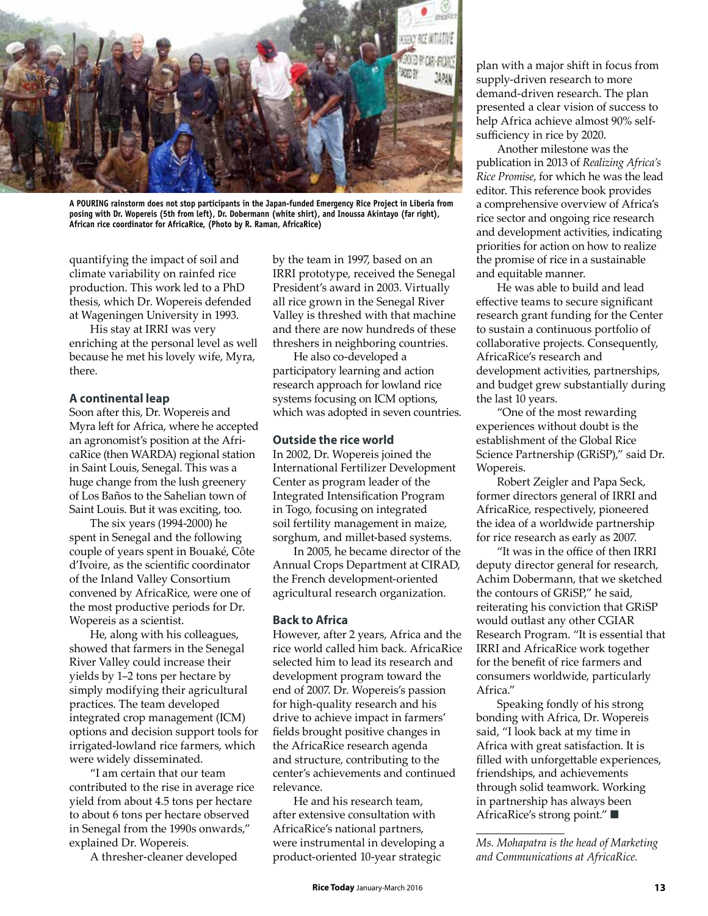A POURING rainstorm does not stop participants in the Japan-funded Emergency Rice Project in Liberia from posing with Dr. Wopereis (5th from left), Dr. Dobermann (white shirt), and Inoussa Akintayo (far right), African rice coordinator for AfricaRice, (Photo by R. Raman, AfricaRice)

quantifying the impact of soil and climate variability on rainfed rice production. This work led to a PhD thesis, which Dr. Wopereis defended at Wageningen University in 1993.

His stay at IRRI was very enriching at the personal level as well because he met his lovely wife, Myra, there.

### A continental leap

Soon after this, Dr. Wopereis and Myra left for Africa, where he accepted an agronomist's position at the AfricaRice (then WARDA) regional station in Saint Louis, Senegal. This was a huge change from the lush greenery of Los Baños to the Sahelian town of Saint Louis. But it was exciting, too.

The six years (1994-2000) he spent in Senegal and the following couple of years spent in Bouaké, Côte d'Ivoire, as the scientific coordinator of the Inland Valley Consortium convened by AfricaRice, were one of the most productive periods for Dr. Wopereis as a scientist.

He, along with his colleagues, showed that farmers in the Senegal River Valley could increase their yields by 1–2 tons per hectare by simply modifying their agricultural practices. The team developed integrated crop management (ICM) options and decision support tools for irrigated-lowland rice farmers, which were widely disseminated.

"I am certain that our team contributed to the rise in average rice yield from about 4.5 tons per hectare to about 6 tons per hectare observed in Senegal from the 1990s onwards," explained Dr. Wopereis.

A thresher-cleaner developed by the team in 1997, based on an IRRI prototype, received the Senegal President's award in 2003. Virtually all rice grown in the Senegal River Valley is threshed with that machine and there are now hundreds of these threshers in neighboring countries.

He also co-developed a participatory learning and action research approach for lowland rice systems focusing on ICM options, which was adopted in seven countries.

### Outside the rice world

In 2002, Dr. Wopereis joined the International Fertilizer Development Center as program leader of the Integrated Intensification Program in Togo, focusing on integrated soil fertility management in maize, sorghum, and millet-based systems.

In 2005, he became director of the Annual Crops Department at CIRAD, the French development-oriented agricultural research organization.

### Back to Africa

However, after 2 years, Africa and the rice world called him back. AfricaRice selected him to lead its research and development program toward the end of 2007. Dr. Wopereis's passion for high-quality research and his drive to achieve impact in farmers' fields brought positive changes in the AfricaRice research agenda and structure, contributing to the center's achievements and continued relevance.

He and his research team, after extensive consultation with AfricaRice's national partners, were instrumental in developing a product-oriented 10-year strategic plan with a major shift in focus from supply-driven research to more demand-driven research. The plan presented a clear vision of success to help Africa achieve almost 90% self-sufficiency in rice by 2020.

Another milestone was the publication in 2013 of *Realizing Africa's Rice Promise*, for which he was the lead editor. This reference book provides a comprehensive overview of Africa's rice sector and ongoing rice research and development activities, indicating priorities for action on how to realize the promise of rice in a sustainable and equitable manner.

He was able to build and lead effective teams to secure significant research grant funding for the Center to sustain a continuous portfolio of collaborative projects. Consequently, AfricaRice's research and development activities, partnerships, and budget grew substantially during the last 10 years.

"One of the most rewarding experiences without doubt is the establishment of the Global Rice Science Partnership (GRiSP)," said Dr. Wopereis.

Robert Zeigler and Papa Seck, former directors general of IRRI and AfricaRice, respectively, pioneered the idea of a worldwide partnership for rice research as early as 2007.

"It was in the office of then IRRI deputy director general for research, Achim Dobermann, that we sketched the contours of GRiSP," he said, reiterating his conviction that GRiSP would outlast any other CGIAR Research Program. "It is essential that IRRI and AfricaRice work together for the benefit of rice farmers and consumers worldwide, particularly Africa."

Speaking fondly of his strong bonding with Africa, Dr. Wopereis said, "I look back at my time in Africa with great satisfaction. It is filled with unforgettable experiences, friendships, and achievements through solid teamwork. Working in partnership has always been AfricaRice's strong point." ■

---

*Ms. Mohapatra is the head of Marketing and Communications at AfricaRice.*